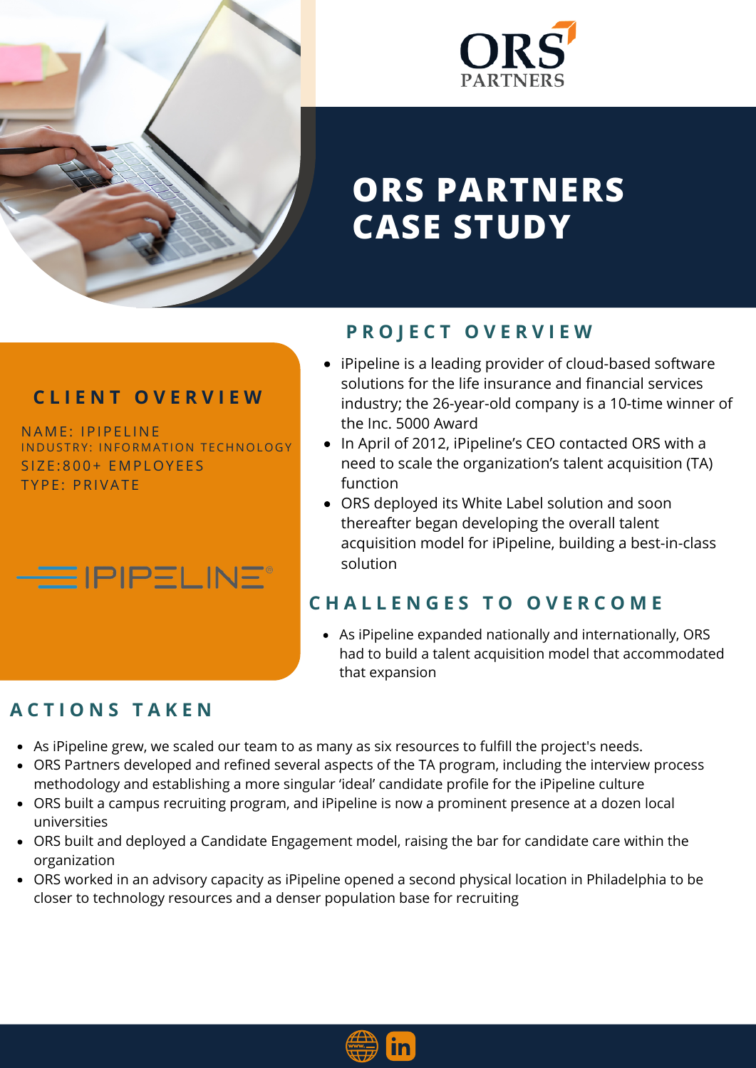ORS PARTNERS

# ORS PARTNERS CASE STUDY

## CLIENT OVERVIEW

NAME: IPIPELINE
INDUSTRY: INFORMATION TECHNOLOGY
SIZE:800+ EMPLOYEES
TYPE: PRIVATE

IPIPELINE

## PROJECT OVERVIEW

- iPipeline is a leading provider of cloud-based software solutions for the life insurance and financial services industry; the 26-year-old company is a 10-time winner of the Inc. 5000 Award
- In April of 2012, iPipeline's CEO contacted ORS with a need to scale the organization's talent acquisition (TA) function
- ORS deployed its White Label solution and soon thereafter began developing the overall talent acquisition model for iPipeline, building a best-in-class solution

## CHALLENGES TO OVERCOME

- As iPipeline expanded nationally and internationally, ORS had to build a talent acquisition model that accommodated that expansion

## ACTIONS TAKEN

- As iPipeline grew, we scaled our team to as many as six resources to fulfill the project's needs.
- ORS Partners developed and refined several aspects of the TA program, including the interview process methodology and establishing a more singular 'ideal' candidate profile for the iPipeline culture
- ORS built a campus recruiting program, and iPipeline is now a prominent presence at a dozen local universities
- ORS built and deployed a Candidate Engagement model, raising the bar for candidate care within the organization
- ORS worked in an advisory capacity as iPipeline opened a second physical location in Philadelphia to be closer to technology resources and a denser population base for recruiting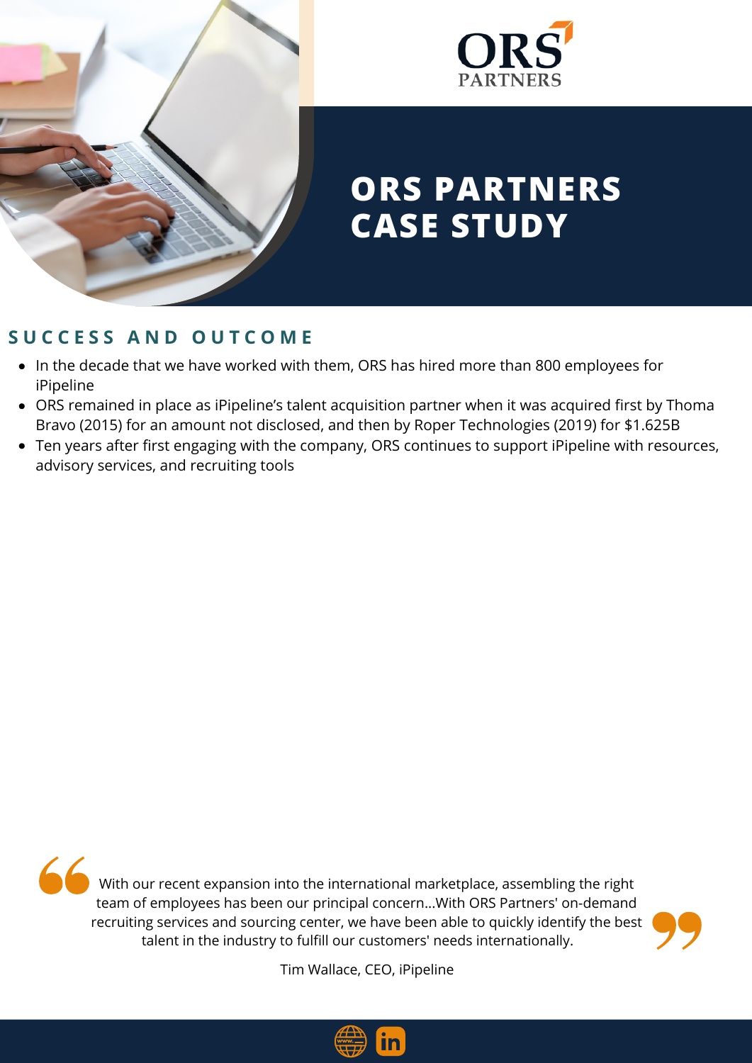# ORS PARTNERS CASE STUDY

## SUCCESS AND OUTCOME

- In the decade that we have worked with them, ORS has hired more than 800 employees for iPipeline
- ORS remained in place as iPipeline's talent acquisition partner when it was acquired first by Thoma Bravo (2015) for an amount not disclosed, and then by Roper Technologies (2019) for $1.625B
- Ten years after first engaging with the company, ORS continues to support iPipeline with resources, advisory services, and recruiting tools

> With our recent expansion into the international marketplace, assembling the right team of employees has been our principal concern...With ORS Partners' on-demand recruiting services and sourcing center, we have been able to quickly identify the best talent in the industry to fulfill our customers' needs internationally.

Tim Wallace, CEO, iPipeline